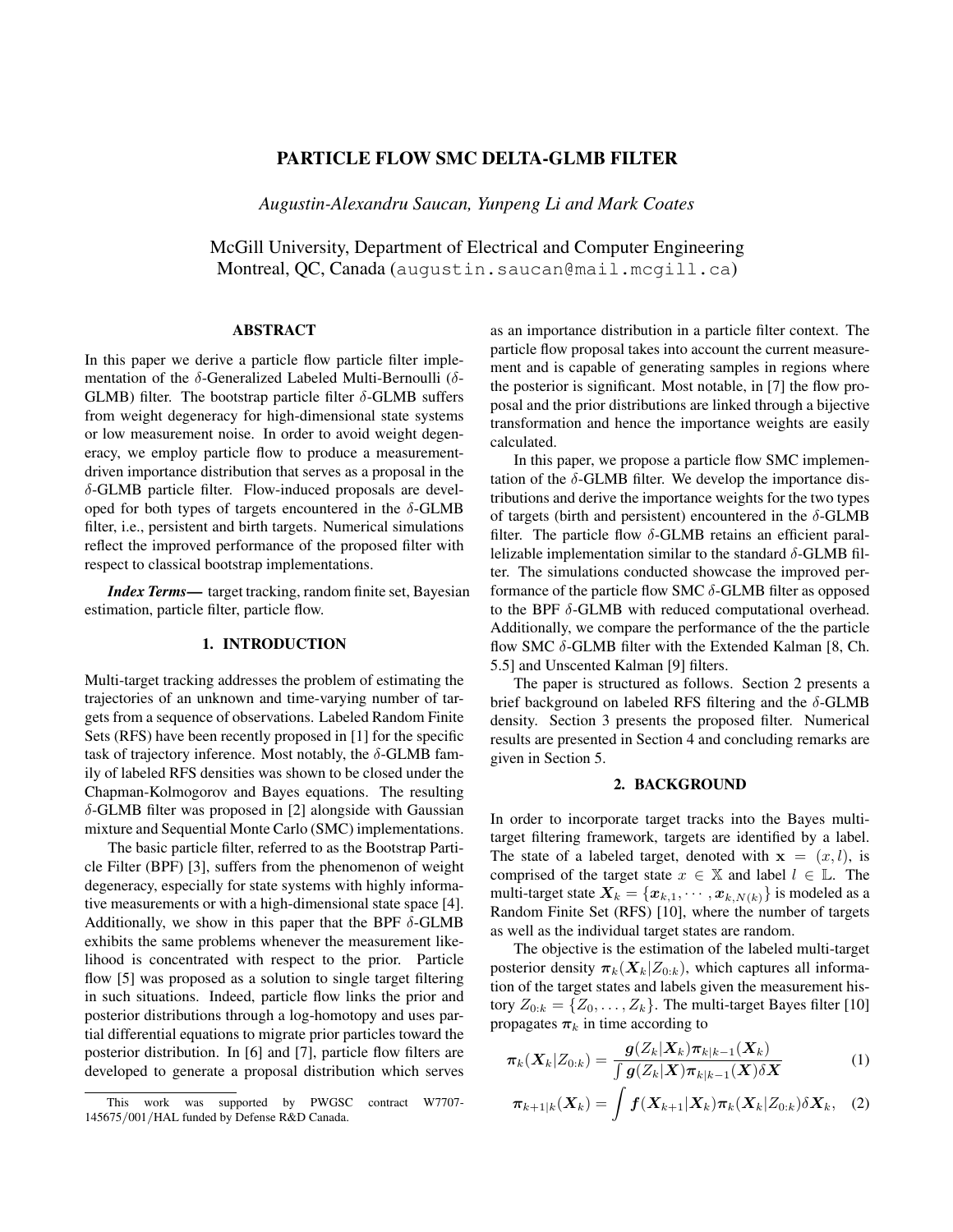# PARTICLE FLOW SMC DELTA-GLMB FILTER

*Augustin-Alexandru Saucan, Yunpeng Li and Mark Coates*

McGill University, Department of Electrical and Computer Engineering
Montreal, QC, Canada (augustin.saucan@mail.mcgill.ca)

## ABSTRACT

In this paper we derive a particle flow particle filter implementation of the $\delta$-Generalized Labeled Multi-Bernoulli ($\delta$-GLMB) filter. The bootstrap particle filter $\delta$-GLMB suffers from weight degeneracy for high-dimensional state systems or low measurement noise. In order to avoid weight degeneracy, we employ particle flow to produce a measurement-driven importance distribution that serves as a proposal in the $\delta$-GLMB particle filter. Flow-induced proposals are developed for both types of targets encountered in the $\delta$-GLMB filter, i.e., persistent and birth targets. Numerical simulations reflect the improved performance of the proposed filter with respect to classical bootstrap implementations.

***Index Terms***— target tracking, random finite set, Bayesian estimation, particle filter, particle flow.

## 1. INTRODUCTION

Multi-target tracking addresses the problem of estimating the trajectories of an unknown and time-varying number of targets from a sequence of observations. Labeled Random Finite Sets (RFS) have been recently proposed in [1] for the specific task of trajectory inference. Most notably, the $\delta$-GLMB family of labeled RFS densities was shown to be closed under the Chapman-Kolmogorov and Bayes equations. The resulting $\delta$-GLMB filter was proposed in [2] alongside with Gaussian mixture and Sequential Monte Carlo (SMC) implementations.

The basic particle filter, referred to as the Bootstrap Particle Filter (BPF) [3], suffers from the phenomenon of weight degeneracy, especially for state systems with highly informative measurements or with a high-dimensional state space [4]. Additionally, we show in this paper that the BPF $\delta$-GLMB exhibits the same problems whenever the measurement likelihood is concentrated with respect to the prior. Particle flow [5] was proposed as a solution to single target filtering in such situations. Indeed, particle flow links the prior and posterior distributions through a log-homotopy and uses partial differential equations to migrate prior particles toward the posterior distribution. In [6] and [7], particle flow filters are developed to generate a proposal distribution which serves as an importance distribution in a particle filter context. The particle flow proposal takes into account the current measurement and is capable of generating samples in regions where the posterior is significant. Most notable, in [7] the flow proposal and the prior distributions are linked through a bijective transformation and hence the importance weights are easily calculated.

In this paper, we propose a particle flow SMC implementation of the $\delta$-GLMB filter. We develop the importance distributions and derive the importance weights for the two types of targets (birth and persistent) encountered in the $\delta$-GLMB filter. The particle flow $\delta$-GLMB retains an efficient parallelizable implementation similar to the standard $\delta$-GLMB filter. The simulations conducted showcase the improved performance of the particle flow SMC $\delta$-GLMB filter as opposed to the BPF $\delta$-GLMB with reduced computational overhead. Additionally, we compare the performance of the the particle flow SMC $\delta$-GLMB filter with the Extended Kalman [8, Ch. 5.5] and Unscented Kalman [9] filters.

The paper is structured as follows. Section 2 presents a brief background on labeled RFS filtering and the $\delta$-GLMB density. Section 3 presents the proposed filter. Numerical results are presented in Section 4 and concluding remarks are given in Section 5.

## 2. BACKGROUND

In order to incorporate target tracks into the Bayes multi-target filtering framework, targets are identified by a label. The state of a labeled target, denoted with $\mathbf{x} = (x, l)$, is comprised of the target state $x \in \mathbb{X}$ and label $l \in \mathbb{L}$. The multi-target state $\boldsymbol{X}_k = \{\boldsymbol{x}_{k,1}, \cdots, \boldsymbol{x}_{k,N(k)}\}$ is modeled as a Random Finite Set (RFS) [10], where the number of targets as well as the individual target states are random.

The objective is the estimation of the labeled multi-target posterior density $\boldsymbol{\pi}_k(\boldsymbol{X}_k|Z_{0:k})$, which captures all information of the target states and labels given the measurement history $Z_{0:k} = \{Z_0, \ldots, Z_k\}$. The multi-target Bayes filter [10] propagates $\boldsymbol{\pi}_k$ in time according to

$$\boldsymbol{\pi}_k(\boldsymbol{X}_k|Z_{0:k}) = \frac{\boldsymbol{g}(Z_k|\boldsymbol{X}_k)\boldsymbol{\pi}_{k|k-1}(\boldsymbol{X}_k)}{\int \boldsymbol{g}(Z_k|\boldsymbol{X})\boldsymbol{\pi}_{k|k-1}(\boldsymbol{X})\delta\boldsymbol{X}} \tag{1}$$

$$\boldsymbol{\pi}_{k+1|k}(\boldsymbol{X}_k) = \int \boldsymbol{f}(\boldsymbol{X}_{k+1}|\boldsymbol{X}_k)\boldsymbol{\pi}_k(\boldsymbol{X}_k|Z_{0:k})\delta\boldsymbol{X}_k, \tag{2}$$

This work was supported by PWGSC contract W7707-145675/001/HAL funded by Defense R&D Canada.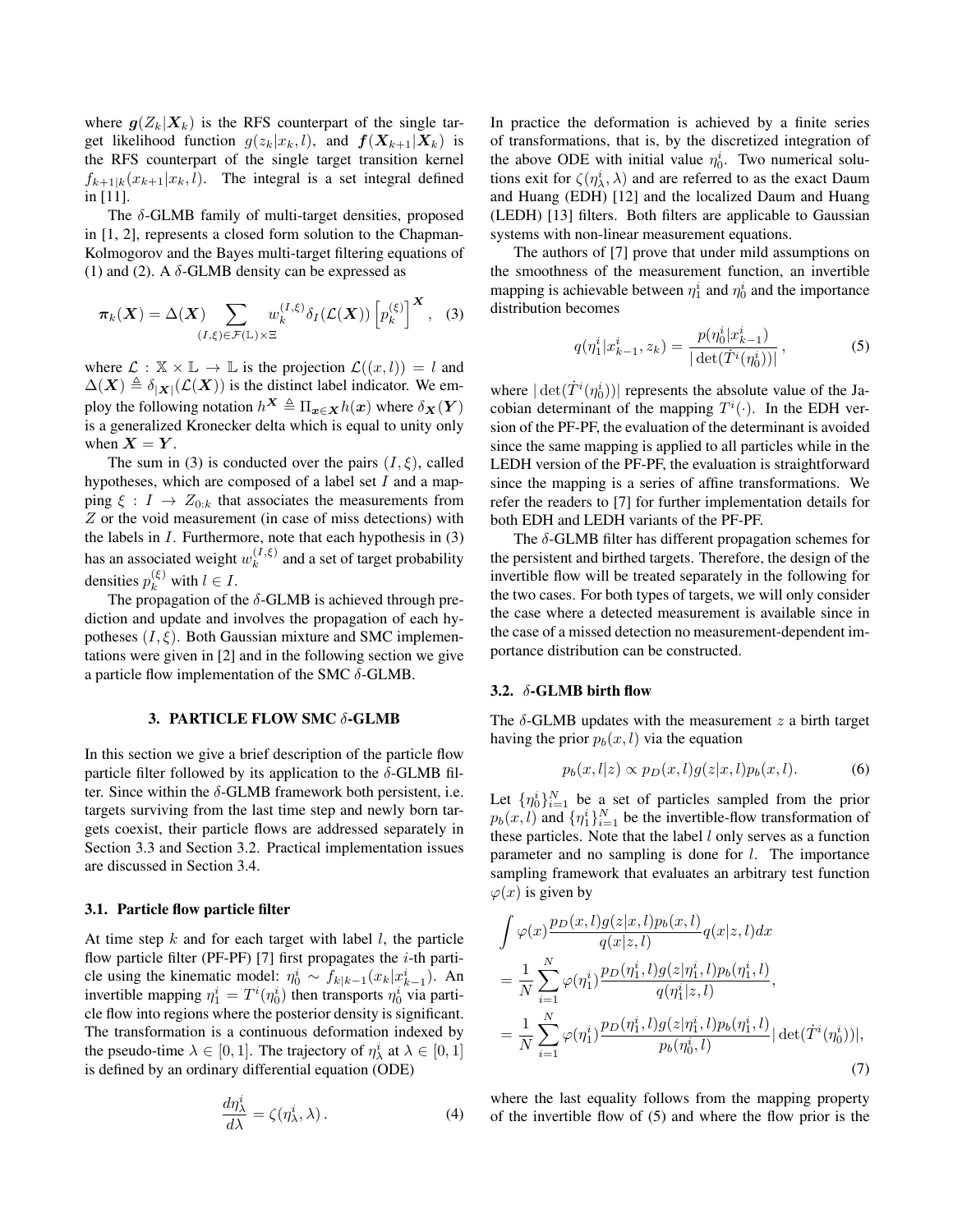where $\boldsymbol{g}(Z_k|\boldsymbol{X}_k)$ is the RFS counterpart of the single target likelihood function $g(z_k|x_k, l)$, and $\boldsymbol{f}(\boldsymbol{X}_{k+1}|\boldsymbol{X}_k)$ is the RFS counterpart of the single target transition kernel $f_{k+1|k}(x_{k+1}|x_k, l)$. The integral is a set integral defined in [11].

The $\delta$-GLMB family of multi-target densities, proposed in [1, 2], represents a closed form solution to the Chapman-Kolmogorov and the Bayes multi-target filtering equations of (1) and (2). A $\delta$-GLMB density can be expressed as

$$\boldsymbol{\pi}_k(\boldsymbol{X}) = \Delta(\boldsymbol{X}) \sum_{(I,\xi)\in\mathcal{F}(\mathbb{L})\times\Xi} w_k^{(I,\xi)} \delta_I(\mathcal{L}(\boldsymbol{X})) \left[p_k^{(\xi)}\right]^{\boldsymbol{X}}, \quad (3)$$

where $\mathcal{L}: \mathbb{X}\times\mathbb{L} \to \mathbb{L}$ is the projection $\mathcal{L}((x,l)) = l$ and $\Delta(\boldsymbol{X}) \triangleq \delta_{|\boldsymbol{X}|}(\mathcal{L}(\boldsymbol{X}))$ is the distinct label indicator. We employ the following notation $h^{\boldsymbol{X}} \triangleq \Pi_{\boldsymbol{x}\in\boldsymbol{X}} h(\boldsymbol{x})$ where $\delta_{\boldsymbol{X}}(\boldsymbol{Y})$ is a generalized Kronecker delta which is equal to unity only when $\boldsymbol{X} = \boldsymbol{Y}$.

The sum in (3) is conducted over the pairs $(I, \xi)$, called hypotheses, which are composed of a label set $I$ and a mapping $\xi: I \to Z_{0:k}$ that associates the measurements from $Z$ or the void measurement (in case of miss detections) with the labels in $I$. Furthermore, note that each hypothesis in (3) has an associated weight $w_k^{(I,\xi)}$ and a set of target probability densities $p_k^{(\xi)}$ with $l \in I$.

The propagation of the $\delta$-GLMB is achieved through prediction and update and involves the propagation of each hypotheses $(I, \xi)$. Both Gaussian mixture and SMC implementations were given in [2] and in the following section we give a particle flow implementation of the SMC $\delta$-GLMB.

## 3. PARTICLE FLOW SMC $\delta$-GLMB

In this section we give a brief description of the particle flow particle filter followed by its application to the $\delta$-GLMB filter. Since within the $\delta$-GLMB framework both persistent, i.e. targets surviving from the last time step and newly born targets coexist, their particle flows are addressed separately in Section 3.3 and Section 3.2. Practical implementation issues are discussed in Section 3.4.

### 3.1. Particle flow particle filter

At time step $k$ and for each target with label $l$, the particle flow particle filter (PF-PF) [7] first propagates the $i$-th particle using the kinematic model: $\eta_0^i \sim f_{k|k-1}(x_k|x_{k-1}^i)$. An invertible mapping $\eta_1^i = T^i(\eta_0^i)$ then transports $\eta_0^i$ via particle flow into regions where the posterior density is significant. The transformation is a continuous deformation indexed by the pseudo-time $\lambda \in [0, 1]$. The trajectory of $\eta_\lambda^i$ at $\lambda \in [0, 1]$ is defined by an ordinary differential equation (ODE)

$$\frac{d\eta_\lambda^i}{d\lambda} = \zeta(\eta_\lambda^i, \lambda). \quad (4)$$

In practice the deformation is achieved by a finite series of transformations, that is, by the discretized integration of the above ODE with initial value $\eta_0^i$. Two numerical solutions exit for $\zeta(\eta_\lambda^i, \lambda)$ and are referred to as the exact Daum and Huang (EDH) [12] and the localized Daum and Huang (LEDH) [13] filters. Both filters are applicable to Gaussian systems with non-linear measurement equations.

The authors of [7] prove that under mild assumptions on the smoothness of the measurement function, an invertible mapping is achievable between $\eta_1^i$ and $\eta_0^i$ and the importance distribution becomes

$$q(\eta_1^i|x_{k-1}^i, z_k) = \frac{p(\eta_0^i|x_{k-1}^i)}{|\det(\dot{T}^i(\eta_0^i))|}, \quad (5)$$

where $|\det(\dot{T}^i(\eta_0^i))|$ represents the absolute value of the Jacobian determinant of the mapping $T^i(\cdot)$. In the EDH version of the PF-PF, the evaluation of the determinant is avoided since the same mapping is applied to all particles while in the LEDH version of the PF-PF, the evaluation is straightforward since the mapping is a series of affine transformations. We refer the readers to [7] for further implementation details for both EDH and LEDH variants of the PF-PF.

The $\delta$-GLMB filter has different propagation schemes for the persistent and birthed targets. Therefore, the design of the invertible flow will be treated separately in the following for the two cases. For both types of targets, we will only consider the case where a detected measurement is available since in the case of a missed detection no measurement-dependent importance distribution can be constructed.

### 3.2. $\delta$-GLMB birth flow

The $\delta$-GLMB updates with the measurement $z$ a birth target having the prior $p_b(x, l)$ via the equation

$$p_b(x, l|z) \propto p_D(x, l) g(z|x, l) p_b(x, l). \quad (6)$$

Let $\{\eta_0^i\}_{i=1}^N$ be a set of particles sampled from the prior $p_b(x, l)$ and $\{\eta_1^i\}_{i=1}^N$ be the invertible-flow transformation of these particles. Note that the label $l$ only serves as a function parameter and no sampling is done for $l$. The importance sampling framework that evaluates an arbitrary test function $\varphi(x)$ is given by

$$\begin{aligned}
&\int \varphi(x) \frac{p_D(x, l) g(z|x, l) p_b(x, l)}{q(x|z, l)} q(x|z, l) dx \\
&= \frac{1}{N} \sum_{i=1}^N \varphi(\eta_1^i) \frac{p_D(\eta_1^i, l) g(z|\eta_1^i, l) p_b(\eta_1^i, l)}{q(\eta_1^i|z, l)}, \\
&= \frac{1}{N} \sum_{i=1}^N \varphi(\eta_1^i) \frac{p_D(\eta_1^i, l) g(z|\eta_1^i, l) p_b(\eta_1^i, l)}{p_b(\eta_0^i, l)} |\det(\dot{T}^i(\eta_0^i))|,
\end{aligned} \quad (7)$$

where the last equality follows from the mapping property of the invertible flow of (5) and where the flow prior is the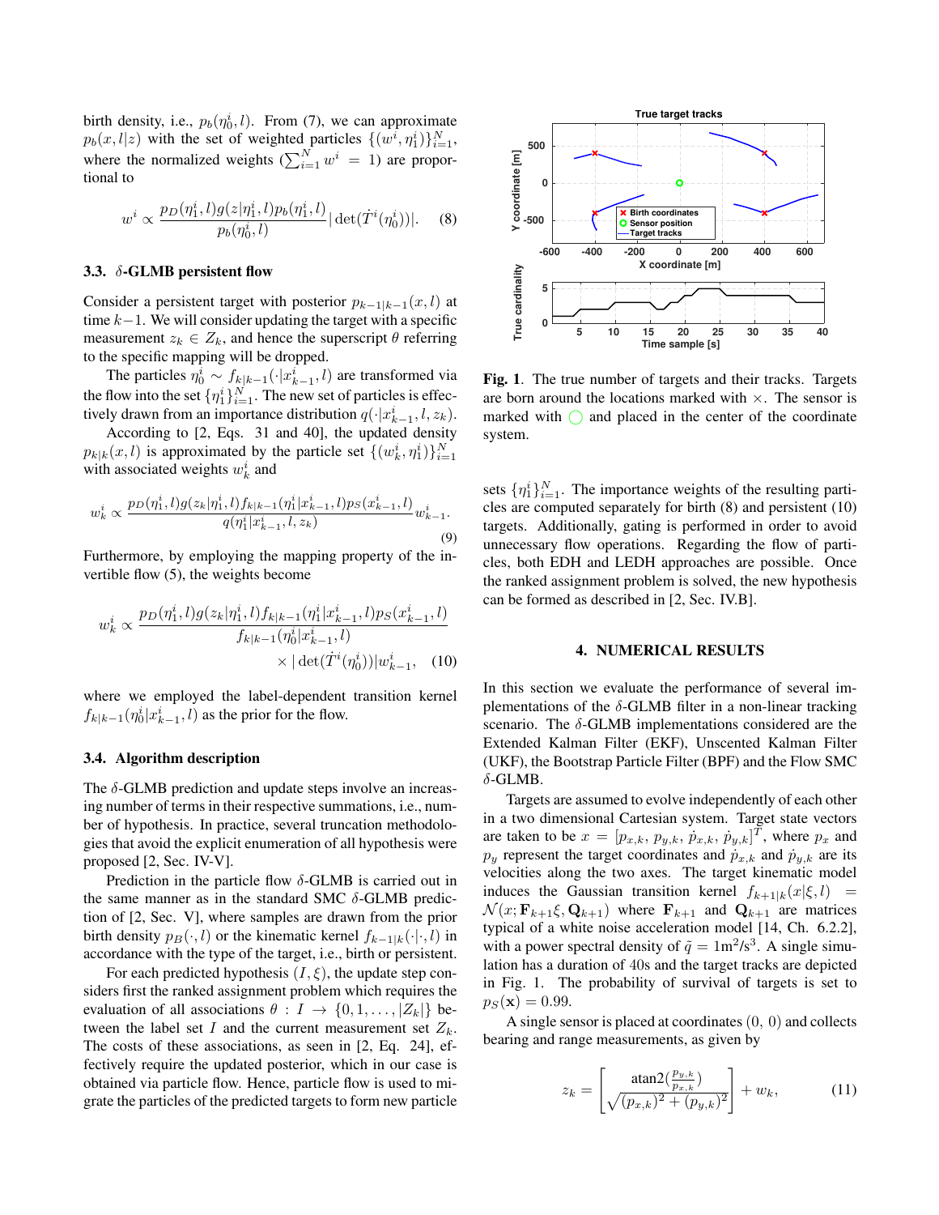birth density, i.e., $p_b(\eta_0^i, l)$. From (7), we can approximate $p_b(x, l|z)$ with the set of weighted particles $\{(w^i, \eta_1^i)\}_{i=1}^N$, where the normalized weights ($\sum_{i=1}^N w^i = 1$) are proportional to

$$w^i \propto \frac{p_D(\eta_1^i, l) g(z|\eta_1^i, l) p_b(\eta_1^i, l)}{p_b(\eta_0^i, l)} |\det(\dot{T}^i(\eta_0^i))|. \quad (8)$$

### 3.3. $\delta$-GLMB persistent flow

Consider a persistent target with posterior $p_{k-1|k-1}(x, l)$ at time $k-1$. We will consider updating the target with a specific measurement $z_k \in Z_k$, and hence the superscript $\theta$ referring to the specific mapping will be dropped.

The particles $\eta_0^i \sim f_{k|k-1}(\cdot|x_{k-1}^i, l)$ are transformed via the flow into the set $\{\eta_1^i\}_{i=1}^N$. The new set of particles is effectively drawn from an importance distribution $q(\cdot|x_{k-1}^i, l, z_k)$.

According to [2, Eqs. 31 and 40], the updated density $p_{k|k}(x, l)$ is approximated by the particle set $\{(w_k^i, \eta_1^i)\}_{i=1}^N$ with associated weights $w_k^i$ and

$$w_k^i \propto \frac{p_D(\eta_1^i, l) g(z_k|\eta_1^i, l) f_{k|k-1}(\eta_1^i|x_{k-1}^i, l) p_S(x_{k-1}^i, l)}{q(\eta_1^i|x_{k-1}^i, l, z_k)} w_{k-1}^i. \quad (9)$$

Furthermore, by employing the mapping property of the invertible flow (5), the weights become

$$w_k^i \propto \frac{p_D(\eta_1^i, l) g(z_k|\eta_1^i, l) f_{k|k-1}(\eta_1^i|x_{k-1}^i, l) p_S(x_{k-1}^i, l)}{f_{k|k-1}(\eta_0^i|x_{k-1}^i, l)} \times |\det(\dot{T}^i(\eta_0^i))| w_{k-1}^i, \quad (10)$$

where we employed the label-dependent transition kernel $f_{k|k-1}(\eta_0^i|x_{k-1}^i, l)$ as the prior for the flow.

### 3.4. Algorithm description

The $\delta$-GLMB prediction and update steps involve an increasing number of terms in their respective summations, i.e., number of hypothesis. In practice, several truncation methodologies that avoid the explicit enumeration of all hypothesis were proposed [2, Sec. IV-V].

Prediction in the particle flow $\delta$-GLMB is carried out in the same manner as in the standard SMC $\delta$-GLMB prediction of [2, Sec. V], where samples are drawn from the prior birth density $p_B(\cdot, l)$ or the kinematic kernel $f_{k-1|k}(\cdot|\cdot, l)$ in accordance with the type of the target, i.e., birth or persistent.

For each predicted hypothesis $(I, \xi)$, the update step considers first the ranked assignment problem which requires the evaluation of all associations $\theta : I \to \{0, 1, \ldots, |Z_k|\}$ between the label set $I$ and the current measurement set $Z_k$. The costs of these associations, as seen in [2, Eq. 24], effectively require the updated posterior, which in our case is obtained via particle flow. Hence, particle flow is used to migrate the particles of the predicted targets to form new particle sets $\{\eta_1^i\}_{i=1}^N$. The importance weights of the resulting particles are computed separately for birth (8) and persistent (10) targets. Additionally, gating is performed in order to avoid unnecessary flow operations. Regarding the flow of particles, both EDH and LEDH approaches are possible. Once the ranked assignment problem is solved, the new hypothesis can be formed as described in [2, Sec. IV.B].

**Fig. 1**. The true number of targets and their tracks. Targets are born around the locations marked with ×. The sensor is marked with ○ and placed in the center of the coordinate system.

## 4. NUMERICAL RESULTS

In this section we evaluate the performance of several implementations of the $\delta$-GLMB filter in a non-linear tracking scenario. The $\delta$-GLMB implementations considered are the Extended Kalman Filter (EKF), Unscented Kalman Filter (UKF), the Bootstrap Particle Filter (BPF) and the Flow SMC $\delta$-GLMB.

Targets are assumed to evolve independently of each other in a two dimensional Cartesian system. Target state vectors are taken to be $x = [p_{x,k}, p_{y,k}, \dot{p}_{x,k}, \dot{p}_{y,k}]^T$, where $p_x$ and $p_y$ represent the target coordinates and $\dot{p}_{x,k}$ and $\dot{p}_{y,k}$ are its velocities along the two axes. The target kinematic model induces the Gaussian transition kernel $f_{k+1|k}(x|\xi, l) = \mathcal{N}(x; \mathbf{F}_{k+1}\xi, \mathbf{Q}_{k+1})$ where $\mathbf{F}_{k+1}$ and $\mathbf{Q}_{k+1}$ are matrices typical of a white noise acceleration model [14, Ch. 6.2.2], with a power spectral density of $\tilde{q} = 1\text{m}^2/\text{s}^3$. A single simulation has a duration of 40s and the target tracks are depicted in Fig. 1. The probability of survival of targets is set to $p_S(\mathbf{x}) = 0.99$.

A single sensor is placed at coordinates $(0,\ 0)$ and collects bearing and range measurements, as given by

$$z_k = \begin{bmatrix} \text{atan2}(\frac{p_{y,k}}{p_{x,k}}) \\ \sqrt{(p_{x,k})^2 + (p_{y,k})^2} \end{bmatrix} + w_k, \quad (11)$$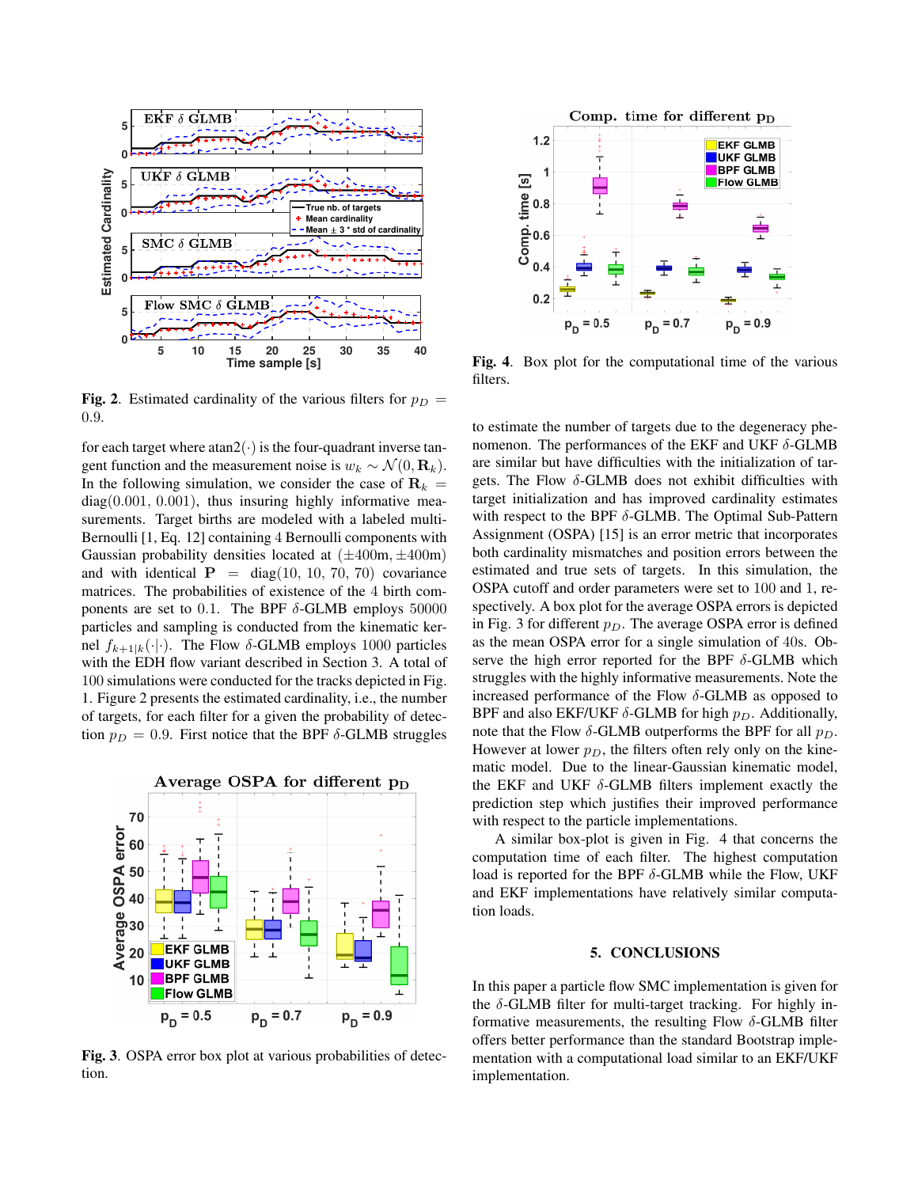**Fig. 2**. Estimated cardinality of the various filters for $p_D = 0.9$.

for each target where atan2$(\cdot)$ is the four-quadrant inverse tangent function and the measurement noise is $w_k \sim \mathcal{N}(0, \mathbf{R}_k)$. In the following simulation, we consider the case of $\mathbf{R}_k = \text{diag}(0.001, 0.001)$, thus insuring highly informative measurements. Target births are modeled with a labeled multi-Bernoulli [1, Eq. 12] containing 4 Bernoulli components with Gaussian probability densities located at $(\pm 400\text{m}, \pm 400\text{m})$ and with identical $\mathbf{P} = \text{diag}(10, 10, 70, 70)$ covariance matrices. The probabilities of existence of the 4 birth components are set to 0.1. The BPF $\delta$-GLMB employs 50000 particles and sampling is conducted from the kinematic kernel $f_{k+1|k}(\cdot|\cdot)$. The Flow $\delta$-GLMB employs 1000 particles with the EDH flow variant described in Section 3. A total of 100 simulations were conducted for the tracks depicted in Fig. 1. Figure 2 presents the estimated cardinality, i.e., the number of targets, for each filter for a given the probability of detection $p_D = 0.9$. First notice that the BPF $\delta$-GLMB struggles

**Fig. 3**. OSPA error box plot at various probabilities of detection.

**Fig. 4**. Box plot for the computational time of the various filters.

to estimate the number of targets due to the degeneracy phenomenon. The performances of the EKF and UKF $\delta$-GLMB are similar but have difficulties with the initialization of targets. The Flow $\delta$-GLMB does not exhibit difficulties with target initialization and has improved cardinality estimates with respect to the BPF $\delta$-GLMB. The Optimal Sub-Pattern Assignment (OSPA) [15] is an error metric that incorporates both cardinality mismatches and position errors between the estimated and true sets of targets. In this simulation, the OSPA cutoff and order parameters were set to 100 and 1, respectively. A box plot for the average OSPA errors is depicted in Fig. 3 for different $p_D$. The average OSPA error is defined as the mean OSPA error for a single simulation of 40s. Observe the high error reported for the BPF $\delta$-GLMB which struggles with the highly informative measurements. Note the increased performance of the Flow $\delta$-GLMB as opposed to BPF and also EKF/UKF $\delta$-GLMB for high $p_D$. Additionally, note that the Flow $\delta$-GLMB outperforms the BPF for all $p_D$. However at lower $p_D$, the filters often rely only on the kinematic model. Due to the linear-Gaussian kinematic model, the EKF and UKF $\delta$-GLMB filters implement exactly the prediction step which justifies their improved performance with respect to the particle implementations.

A similar box-plot is given in Fig. 4 that concerns the computation time of each filter. The highest computation load is reported for the BPF $\delta$-GLMB while the Flow, UKF and EKF implementations have relatively similar computation loads.

## 5. CONCLUSIONS

In this paper a particle flow SMC implementation is given for the $\delta$-GLMB filter for multi-target tracking. For highly informative measurements, the resulting Flow $\delta$-GLMB filter offers better performance than the standard Bootstrap implementation with a computational load similar to an EKF/UKF implementation.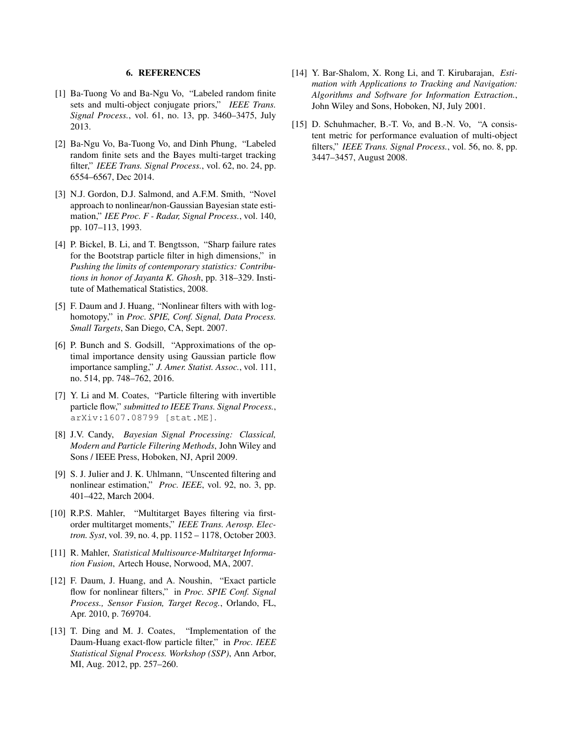## 6. REFERENCES

[1] Ba-Tuong Vo and Ba-Ngu Vo, "Labeled random finite sets and multi-object conjugate priors," *IEEE Trans. Signal Process.*, vol. 61, no. 13, pp. 3460–3475, July 2013.

[2] Ba-Ngu Vo, Ba-Tuong Vo, and Dinh Phung, "Labeled random finite sets and the Bayes multi-target tracking filter," *IEEE Trans. Signal Process.*, vol. 62, no. 24, pp. 6554–6567, Dec 2014.

[3] N.J. Gordon, D.J. Salmond, and A.F.M. Smith, "Novel approach to nonlinear/non-Gaussian Bayesian state estimation," *IEE Proc. F - Radar, Signal Process.*, vol. 140, pp. 107–113, 1993.

[4] P. Bickel, B. Li, and T. Bengtsson, "Sharp failure rates for the Bootstrap particle filter in high dimensions," in *Pushing the limits of contemporary statistics: Contributions in honor of Jayanta K. Ghosh*, pp. 318–329. Institute of Mathematical Statistics, 2008.

[5] F. Daum and J. Huang, "Nonlinear filters with with log-homotopy," in *Proc. SPIE, Conf. Signal, Data Process. Small Targets*, San Diego, CA, Sept. 2007.

[6] P. Bunch and S. Godsill, "Approximations of the optimal importance density using Gaussian particle flow importance sampling," *J. Amer. Statist. Assoc.*, vol. 111, no. 514, pp. 748–762, 2016.

[7] Y. Li and M. Coates, "Particle filtering with invertible particle flow," *submitted to IEEE Trans. Signal Process.*, `arXiv:1607.08799 [stat.ME]`.

[8] J.V. Candy, *Bayesian Signal Processing: Classical, Modern and Particle Filtering Methods*, John Wiley and Sons / IEEE Press, Hoboken, NJ, April 2009.

[9] S. J. Julier and J. K. Uhlmann, "Unscented filtering and nonlinear estimation," *Proc. IEEE*, vol. 92, no. 3, pp. 401–422, March 2004.

[10] R.P.S. Mahler, "Multitarget Bayes filtering via first-order multitarget moments," *IEEE Trans. Aerosp. Electron. Syst*, vol. 39, no. 4, pp. 1152 – 1178, October 2003.

[11] R. Mahler, *Statistical Multisource-Multitarget Information Fusion*, Artech House, Norwood, MA, 2007.

[12] F. Daum, J. Huang, and A. Noushin, "Exact particle flow for nonlinear filters," in *Proc. SPIE Conf. Signal Process., Sensor Fusion, Target Recog.*, Orlando, FL, Apr. 2010, p. 769704.

[13] T. Ding and M. J. Coates, "Implementation of the Daum-Huang exact-flow particle filter," in *Proc. IEEE Statistical Signal Process. Workshop (SSP)*, Ann Arbor, MI, Aug. 2012, pp. 257–260.

[14] Y. Bar-Shalom, X. Rong Li, and T. Kirubarajan, *Estimation with Applications to Tracking and Navigation: Algorithms and Software for Information Extraction.*, John Wiley and Sons, Hoboken, NJ, July 2001.

[15] D. Schuhmacher, B.-T. Vo, and B.-N. Vo, "A consistent metric for performance evaluation of multi-object filters," *IEEE Trans. Signal Process.*, vol. 56, no. 8, pp. 3447–3457, August 2008.